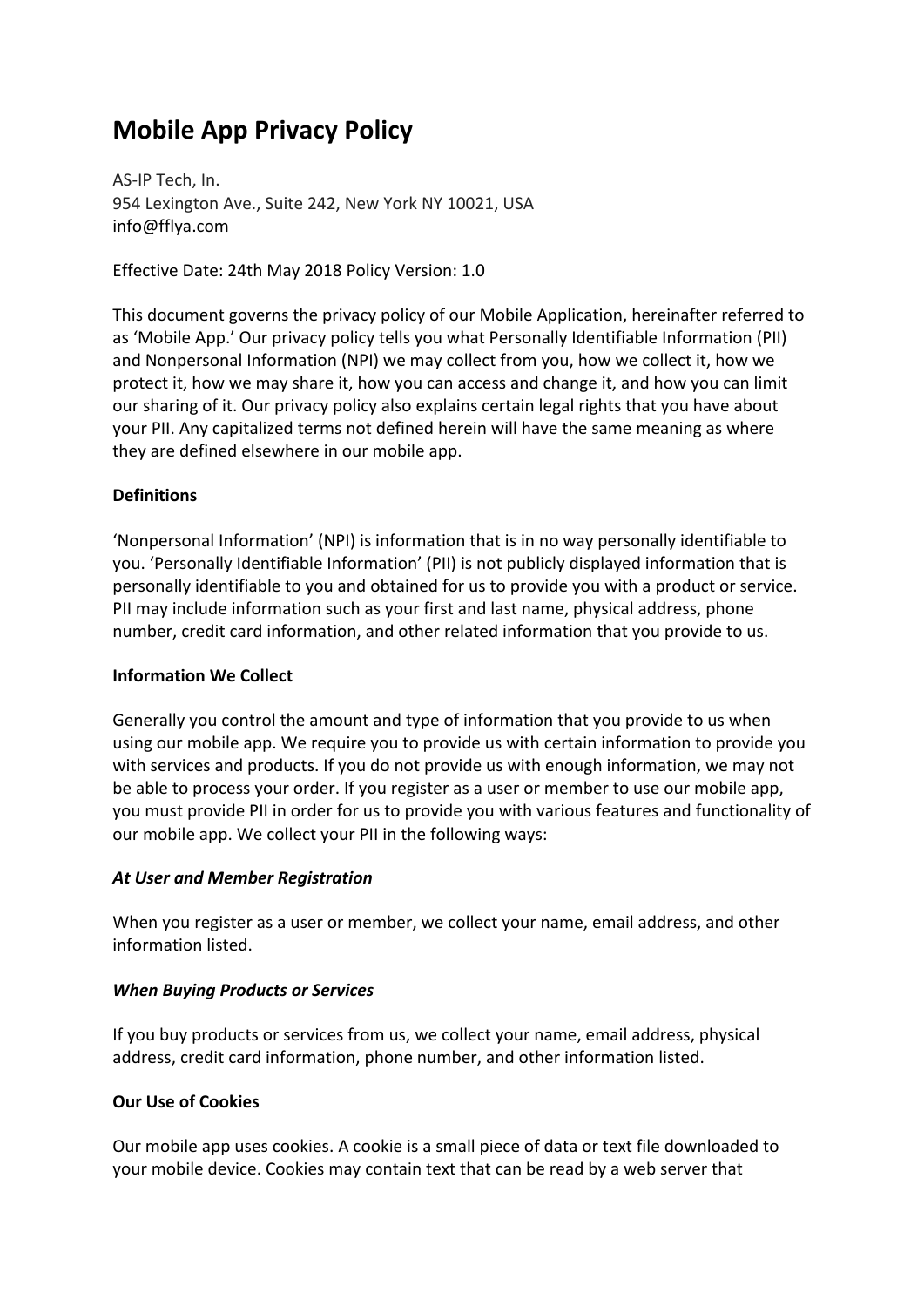# Mobile App Privacy Policy

AS-IP Tech, In.
954 Lexington Ave., Suite 242, New York NY 10021, USA
info@fflya.com

Effective Date: 24th May 2018 Policy Version: 1.0

This document governs the privacy policy of our Mobile Application, hereinafter referred to as 'Mobile App.' Our privacy policy tells you what Personally Identifiable Information (PII) and Nonpersonal Information (NPI) we may collect from you, how we collect it, how we protect it, how we may share it, how you can access and change it, and how you can limit our sharing of it. Our privacy policy also explains certain legal rights that you have about your PII. Any capitalized terms not defined herein will have the same meaning as where they are defined elsewhere in our mobile app.

## Definitions

'Nonpersonal Information' (NPI) is information that is in no way personally identifiable to you. 'Personally Identifiable Information' (PII) is not publicly displayed information that is personally identifiable to you and obtained for us to provide you with a product or service. PII may include information such as your first and last name, physical address, phone number, credit card information, and other related information that you provide to us.

## Information We Collect

Generally you control the amount and type of information that you provide to us when using our mobile app. We require you to provide us with certain information to provide you with services and products. If you do not provide us with enough information, we may not be able to process your order. If you register as a user or member to use our mobile app, you must provide PII in order for us to provide you with various features and functionality of our mobile app. We collect your PII in the following ways:

### *At User and Member Registration*

When you register as a user or member, we collect your name, email address, and other information listed.

### *When Buying Products or Services*

If you buy products or services from us, we collect your name, email address, physical address, credit card information, phone number, and other information listed.

## Our Use of Cookies

Our mobile app uses cookies. A cookie is a small piece of data or text file downloaded to your mobile device. Cookies may contain text that can be read by a web server that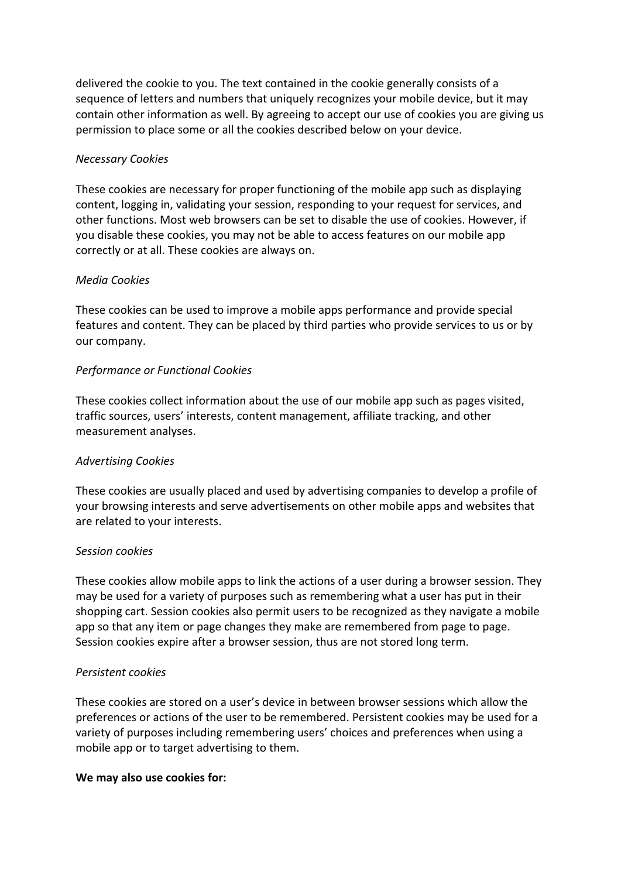delivered the cookie to you. The text contained in the cookie generally consists of a sequence of letters and numbers that uniquely recognizes your mobile device, but it may contain other information as well. By agreeing to accept our use of cookies you are giving us permission to place some or all the cookies described below on your device.

*Necessary Cookies*

These cookies are necessary for proper functioning of the mobile app such as displaying content, logging in, validating your session, responding to your request for services, and other functions. Most web browsers can be set to disable the use of cookies. However, if you disable these cookies, you may not be able to access features on our mobile app correctly or at all. These cookies are always on.

*Media Cookies*

These cookies can be used to improve a mobile apps performance and provide special features and content. They can be placed by third parties who provide services to us or by our company.

*Performance or Functional Cookies*

These cookies collect information about the use of our mobile app such as pages visited, traffic sources, users' interests, content management, affiliate tracking, and other measurement analyses.

*Advertising Cookies*

These cookies are usually placed and used by advertising companies to develop a profile of your browsing interests and serve advertisements on other mobile apps and websites that are related to your interests.

*Session cookies*

These cookies allow mobile apps to link the actions of a user during a browser session. They may be used for a variety of purposes such as remembering what a user has put in their shopping cart. Session cookies also permit users to be recognized as they navigate a mobile app so that any item or page changes they make are remembered from page to page. Session cookies expire after a browser session, thus are not stored long term.

*Persistent cookies*

These cookies are stored on a user's device in between browser sessions which allow the preferences or actions of the user to be remembered. Persistent cookies may be used for a variety of purposes including remembering users' choices and preferences when using a mobile app or to target advertising to them.

**We may also use cookies for:**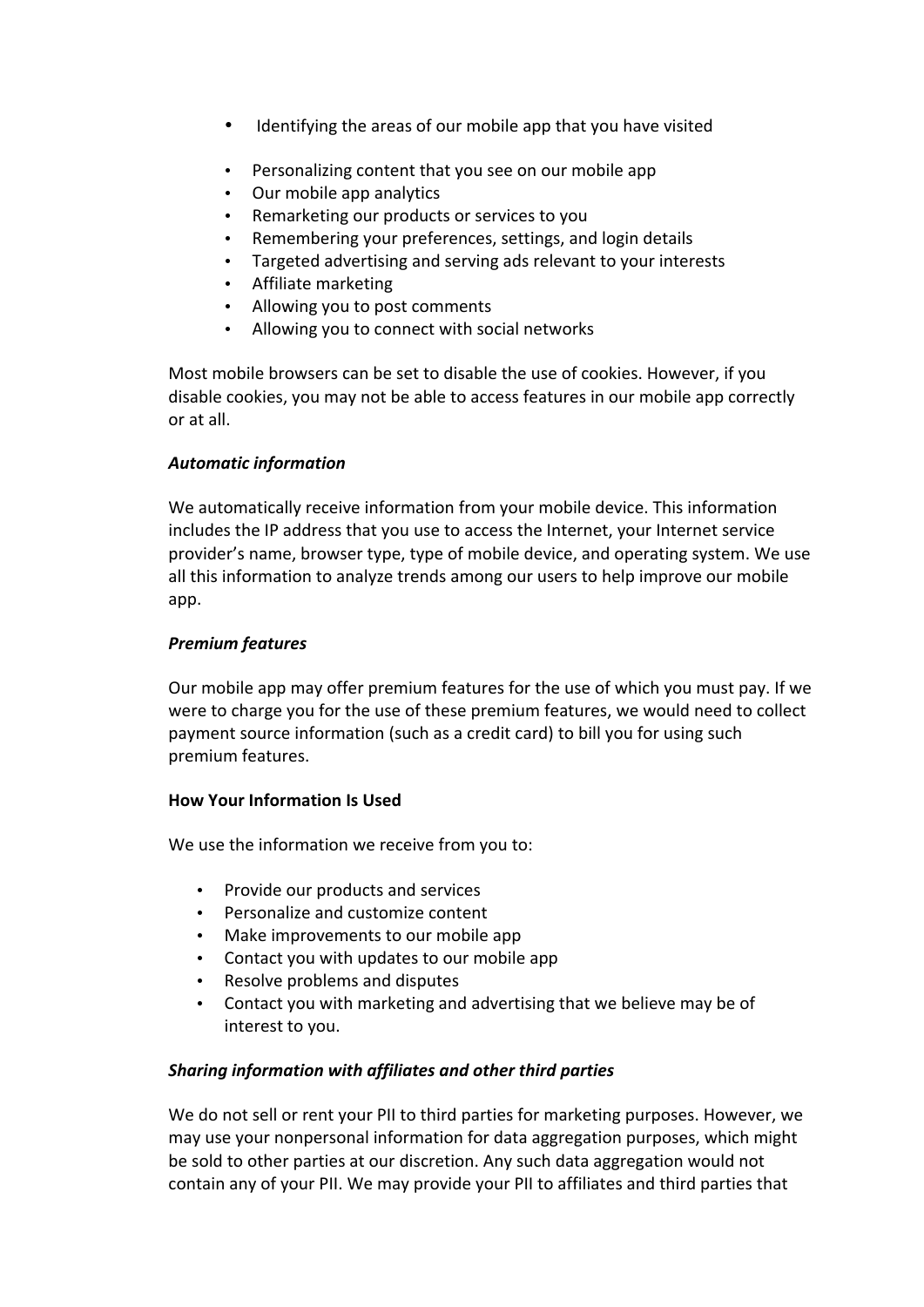- Identifying the areas of our mobile app that you have visited
- Personalizing content that you see on our mobile app
- Our mobile app analytics
- Remarketing our products or services to you
- Remembering your preferences, settings, and login details
- Targeted advertising and serving ads relevant to your interests
- Affiliate marketing
- Allowing you to post comments
- Allowing you to connect with social networks

Most mobile browsers can be set to disable the use of cookies. However, if you disable cookies, you may not be able to access features in our mobile app correctly or at all.

***Automatic information***

We automatically receive information from your mobile device. This information includes the IP address that you use to access the Internet, your Internet service provider's name, browser type, type of mobile device, and operating system. We use all this information to analyze trends among our users to help improve our mobile app.

***Premium features***

Our mobile app may offer premium features for the use of which you must pay. If we were to charge you for the use of these premium features, we would need to collect payment source information (such as a credit card) to bill you for using such premium features.

**How Your Information Is Used**

We use the information we receive from you to:

- Provide our products and services
- Personalize and customize content
- Make improvements to our mobile app
- Contact you with updates to our mobile app
- Resolve problems and disputes
- Contact you with marketing and advertising that we believe may be of interest to you.

***Sharing information with affiliates and other third parties***

We do not sell or rent your PII to third parties for marketing purposes. However, we may use your nonpersonal information for data aggregation purposes, which might be sold to other parties at our discretion. Any such data aggregation would not contain any of your PII. We may provide your PII to affiliates and third parties that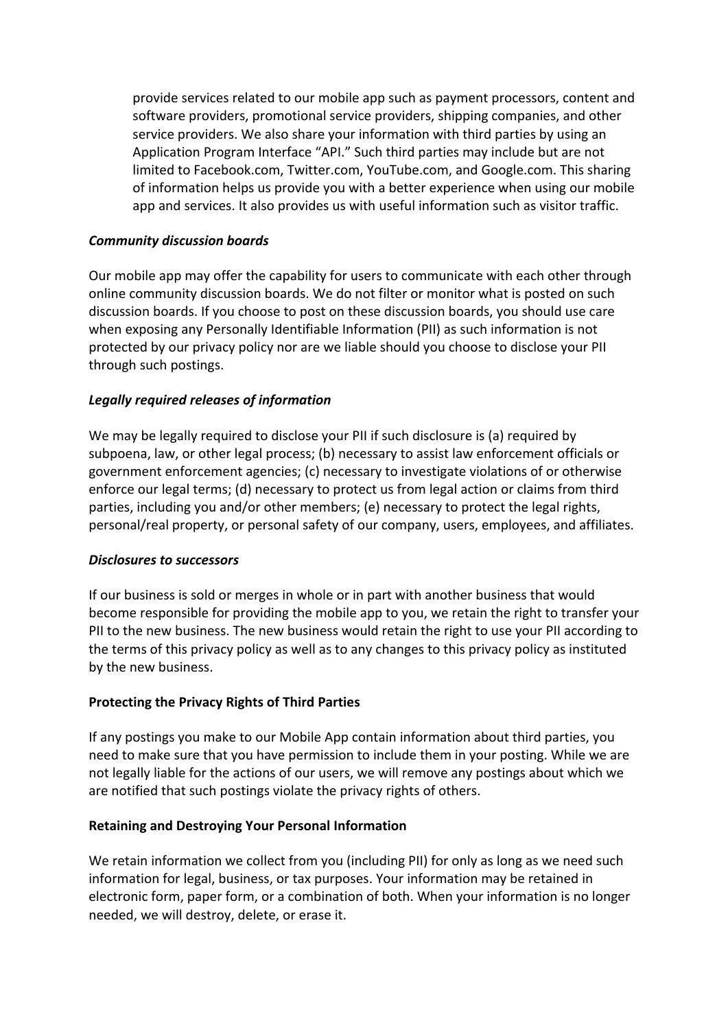provide services related to our mobile app such as payment processors, content and software providers, promotional service providers, shipping companies, and other service providers. We also share your information with third parties by using an Application Program Interface "API." Such third parties may include but are not limited to Facebook.com, Twitter.com, YouTube.com, and Google.com. This sharing of information helps us provide you with a better experience when using our mobile app and services. It also provides us with useful information such as visitor traffic.

***Community discussion boards***

Our mobile app may offer the capability for users to communicate with each other through online community discussion boards. We do not filter or monitor what is posted on such discussion boards. If you choose to post on these discussion boards, you should use care when exposing any Personally Identifiable Information (PII) as such information is not protected by our privacy policy nor are we liable should you choose to disclose your PII through such postings.

***Legally required releases of information***

We may be legally required to disclose your PII if such disclosure is (a) required by subpoena, law, or other legal process; (b) necessary to assist law enforcement officials or government enforcement agencies; (c) necessary to investigate violations of or otherwise enforce our legal terms; (d) necessary to protect us from legal action or claims from third parties, including you and/or other members; (e) necessary to protect the legal rights, personal/real property, or personal safety of our company, users, employees, and affiliates.

***Disclosures to successors***

If our business is sold or merges in whole or in part with another business that would become responsible for providing the mobile app to you, we retain the right to transfer your PII to the new business. The new business would retain the right to use your PII according to the terms of this privacy policy as well as to any changes to this privacy policy as instituted by the new business.

**Protecting the Privacy Rights of Third Parties**

If any postings you make to our Mobile App contain information about third parties, you need to make sure that you have permission to include them in your posting. While we are not legally liable for the actions of our users, we will remove any postings about which we are notified that such postings violate the privacy rights of others.

**Retaining and Destroying Your Personal Information**

We retain information we collect from you (including PII) for only as long as we need such information for legal, business, or tax purposes. Your information may be retained in electronic form, paper form, or a combination of both. When your information is no longer needed, we will destroy, delete, or erase it.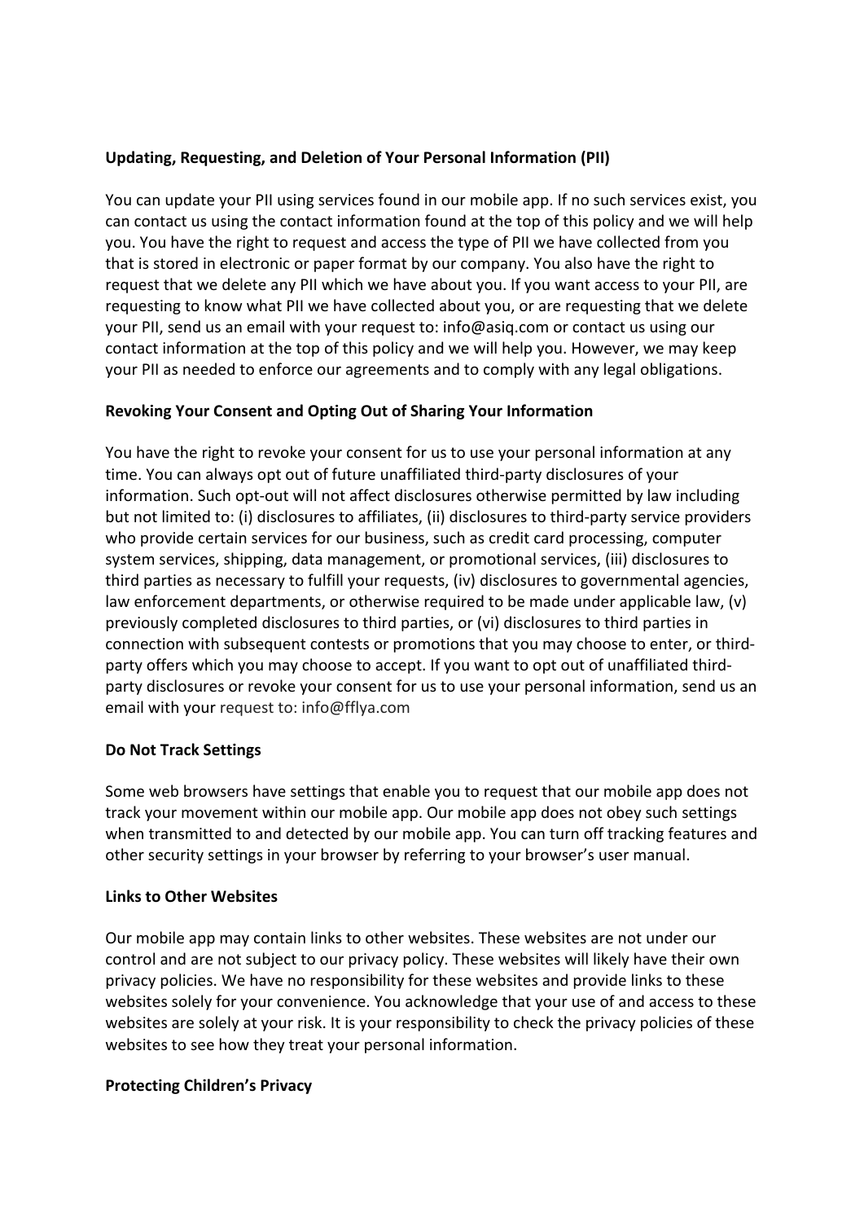**Updating, Requesting, and Deletion of Your Personal Information (PII)**

You can update your PII using services found in our mobile app. If no such services exist, you can contact us using the contact information found at the top of this policy and we will help you. You have the right to request and access the type of PII we have collected from you that is stored in electronic or paper format by our company. You also have the right to request that we delete any PII which we have about you. If you want access to your PII, are requesting to know what PII we have collected about you, or are requesting that we delete your PII, send us an email with your request to: info@asiq.com or contact us using our contact information at the top of this policy and we will help you. However, we may keep your PII as needed to enforce our agreements and to comply with any legal obligations.

**Revoking Your Consent and Opting Out of Sharing Your Information**

You have the right to revoke your consent for us to use your personal information at any time. You can always opt out of future unaffiliated third-party disclosures of your information. Such opt-out will not affect disclosures otherwise permitted by law including but not limited to: (i) disclosures to affiliates, (ii) disclosures to third-party service providers who provide certain services for our business, such as credit card processing, computer system services, shipping, data management, or promotional services, (iii) disclosures to third parties as necessary to fulfill your requests, (iv) disclosures to governmental agencies, law enforcement departments, or otherwise required to be made under applicable law, (v) previously completed disclosures to third parties, or (vi) disclosures to third parties in connection with subsequent contests or promotions that you may choose to enter, or third-party offers which you may choose to accept. If you want to opt out of unaffiliated third-party disclosures or revoke your consent for us to use your personal information, send us an email with your request to: info@fflya.com

**Do Not Track Settings**

Some web browsers have settings that enable you to request that our mobile app does not track your movement within our mobile app. Our mobile app does not obey such settings when transmitted to and detected by our mobile app. You can turn off tracking features and other security settings in your browser by referring to your browser's user manual.

**Links to Other Websites**

Our mobile app may contain links to other websites. These websites are not under our control and are not subject to our privacy policy. These websites will likely have their own privacy policies. We have no responsibility for these websites and provide links to these websites solely for your convenience. You acknowledge that your use of and access to these websites are solely at your risk. It is your responsibility to check the privacy policies of these websites to see how they treat your personal information.

**Protecting Children's Privacy**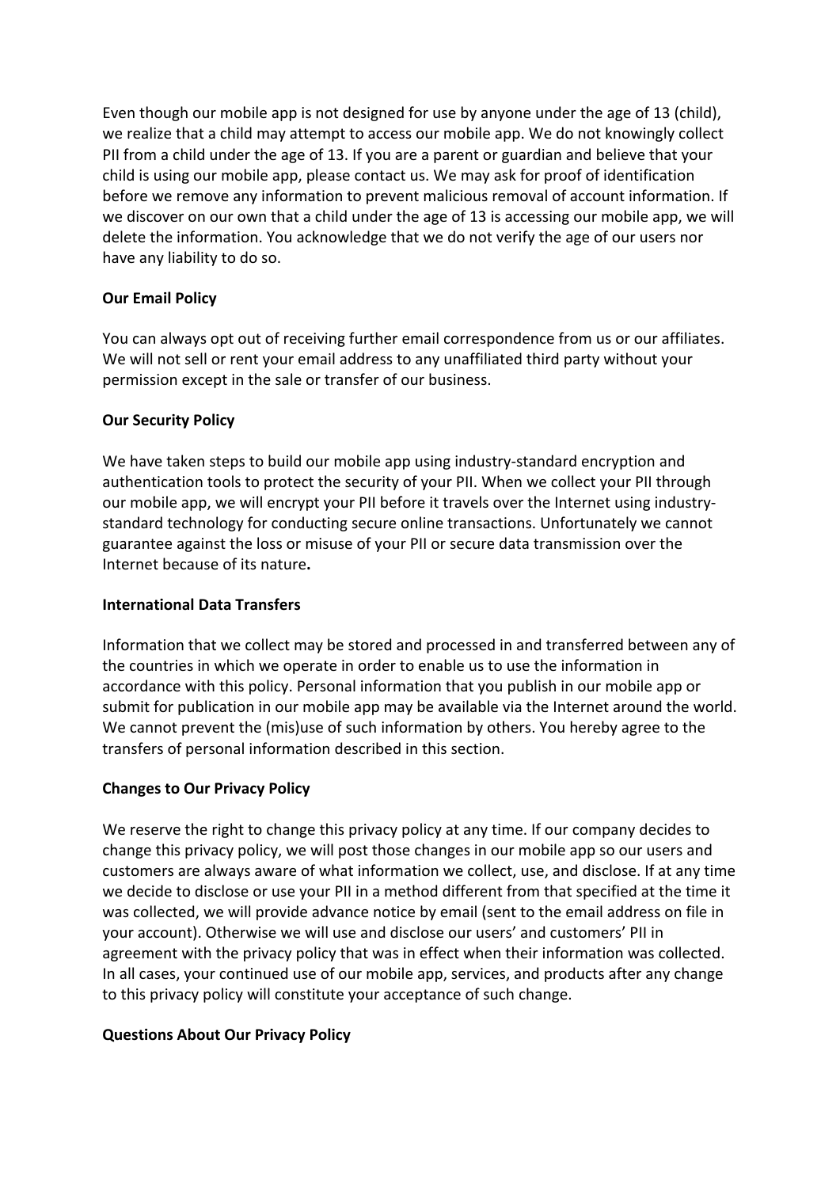Even though our mobile app is not designed for use by anyone under the age of 13 (child), we realize that a child may attempt to access our mobile app. We do not knowingly collect PII from a child under the age of 13. If you are a parent or guardian and believe that your child is using our mobile app, please contact us. We may ask for proof of identification before we remove any information to prevent malicious removal of account information. If we discover on our own that a child under the age of 13 is accessing our mobile app, we will delete the information. You acknowledge that we do not verify the age of our users nor have any liability to do so.

**Our Email Policy**

You can always opt out of receiving further email correspondence from us or our affiliates. We will not sell or rent your email address to any unaffiliated third party without your permission except in the sale or transfer of our business.

**Our Security Policy**

We have taken steps to build our mobile app using industry-standard encryption and authentication tools to protect the security of your PII. When we collect your PII through our mobile app, we will encrypt your PII before it travels over the Internet using industry-standard technology for conducting secure online transactions. Unfortunately we cannot guarantee against the loss or misuse of your PII or secure data transmission over the Internet because of its nature**.**

**International Data Transfers**

Information that we collect may be stored and processed in and transferred between any of the countries in which we operate in order to enable us to use the information in accordance with this policy. Personal information that you publish in our mobile app or submit for publication in our mobile app may be available via the Internet around the world. We cannot prevent the (mis)use of such information by others. You hereby agree to the transfers of personal information described in this section.

**Changes to Our Privacy Policy**

We reserve the right to change this privacy policy at any time. If our company decides to change this privacy policy, we will post those changes in our mobile app so our users and customers are always aware of what information we collect, use, and disclose. If at any time we decide to disclose or use your PII in a method different from that specified at the time it was collected, we will provide advance notice by email (sent to the email address on file in your account). Otherwise we will use and disclose our users' and customers' PII in agreement with the privacy policy that was in effect when their information was collected. In all cases, your continued use of our mobile app, services, and products after any change to this privacy policy will constitute your acceptance of such change.

**Questions About Our Privacy Policy**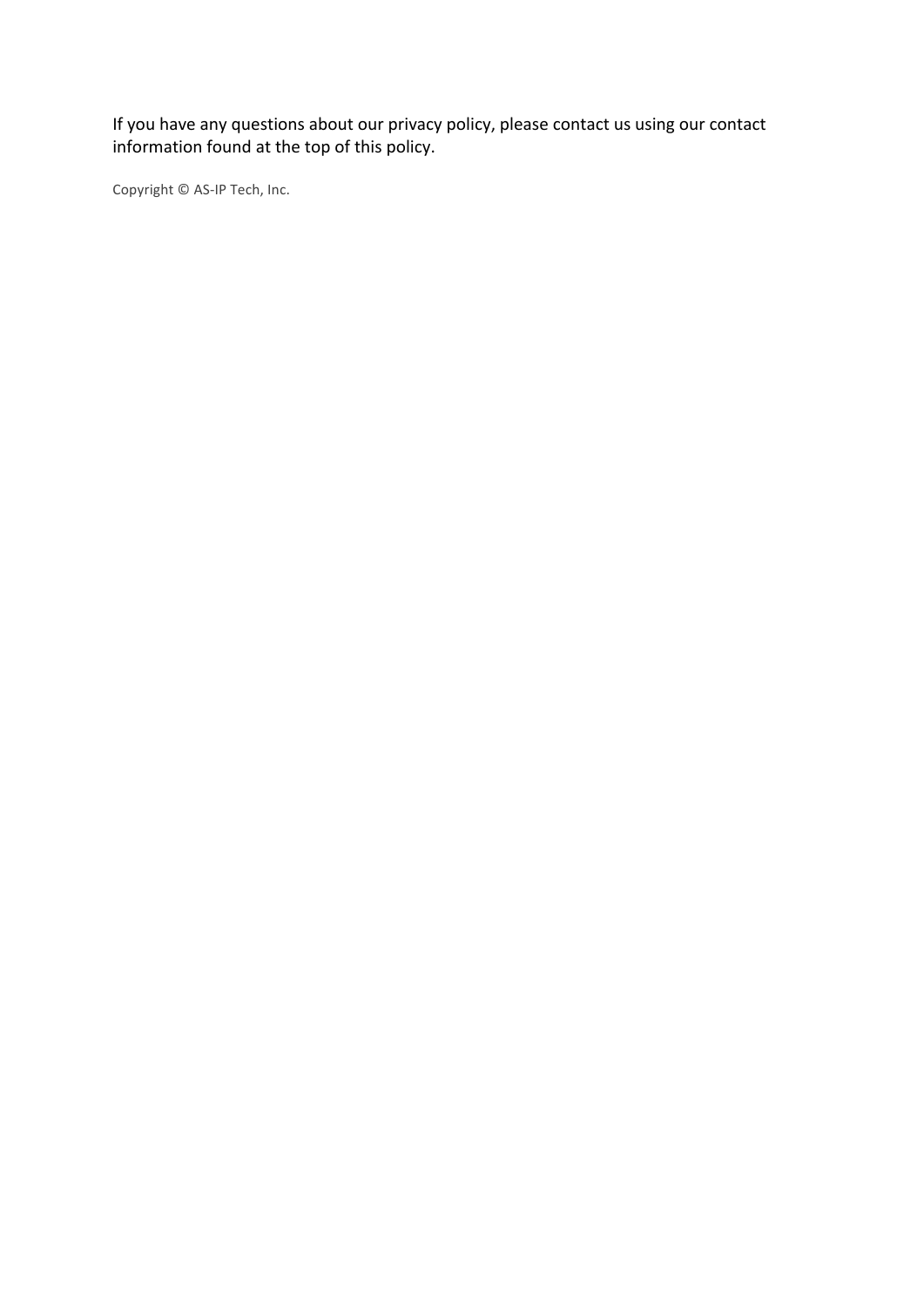If you have any questions about our privacy policy, please contact us using our contact information found at the top of this policy.

Copyright © AS-IP Tech, Inc.